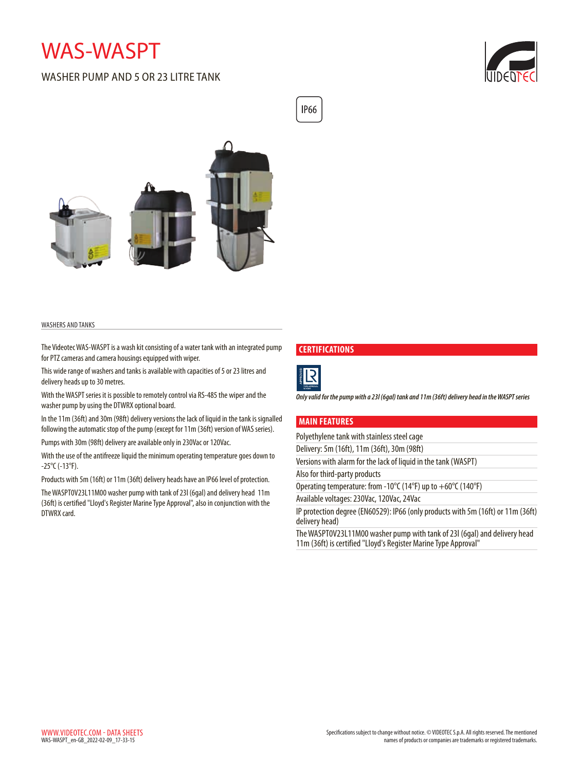# WAS-WASPT

## WASHER PUMP AND 5 OR 23 LITRE TANK

IP66

WASHERS AND TANKS

The Videotec WAS-WASPT is a wash kit consisting of a water tank with an integrated pump for PTZ cameras and camera housings equipped with wiper.

This wide range of washers and tanks is available with capacities of 5 or 23 litres and delivery heads up to 30 metres.

With the WASPT series it is possible to remotely control via RS-485 the wiper and the washer pump by using the DTWRX optional board.

In the 11m (36ft) and 30m (98ft) delivery versions the lack of liquid in the tank is signalled following the automatic stop of the pump (except for 11m (36ft) version of WAS series).

Pumps with 30m (98ft) delivery are available only in 230Vac or 120Vac.

With the use of the antifreeze liquid the minimum operating temperature goes down to -25°C (-13°F).

Products with 5m (16ft) or 11m (36ft) delivery heads have an IP66 level of protection.

The WASPT0V23L11M00 washer pump with tank of 23l (6gal) and delivery head 11m (36ft) is certified "Lloyd's Register Marine Type Approval", also in conjunction with the DTWRX card.

### CERTIFICATIONS

*Only valid for the pump with a 23l (6gal) tank and 11m (36ft) delivery head in the WASPT series*

### MAIN FEATURES

- Polyethylene tank with stainless steel cage
- Delivery: 5m (16ft), 11m (36ft), 30m (98ft)
- Versions with alarm for the lack of liquid in the tank (WASPT)
- Also for third-party products
- Operating temperature: from -10°C (14°F) up to +60°C (140°F)
- Available voltages: 230Vac, 120Vac, 24Vac
- IP protection degree (EN60529): IP66 (only products with 5m (16ft) or 11m (36ft) delivery head)
- The WASPT0V23L11M00 washer pump with tank of 23l (6gal) and delivery head 11m (36ft) is certified "Lloyd's Register Marine Type Approval"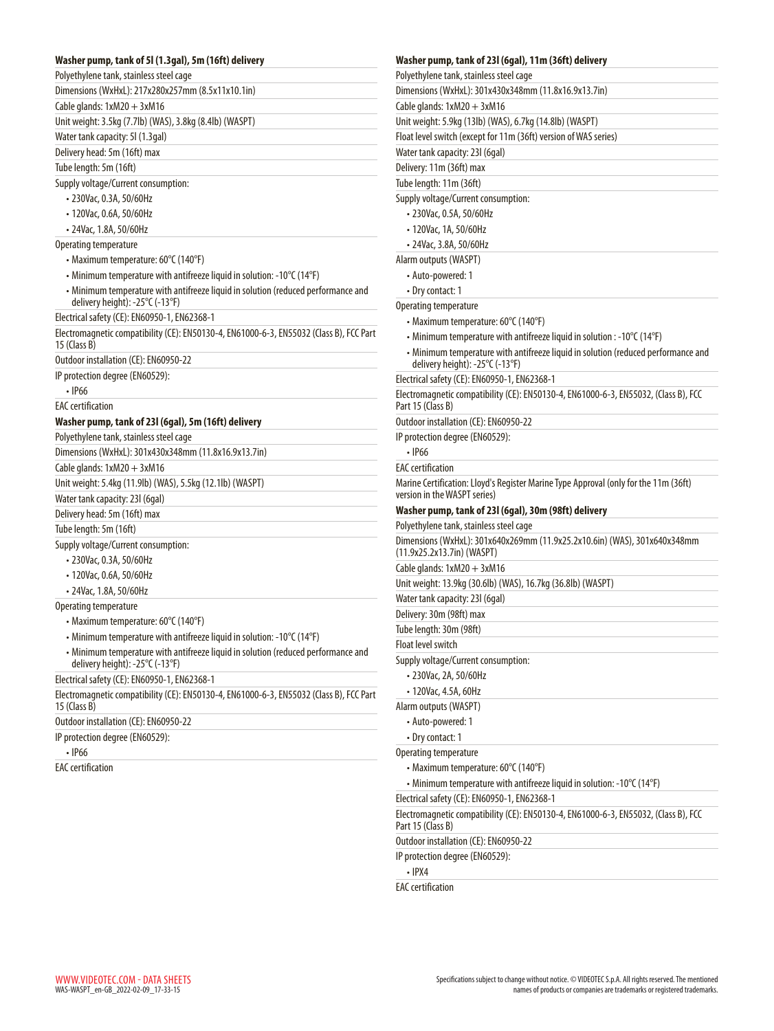**Washer pump, tank of 5l (1.3gal), 5m (16ft) delivery**

Polyethylene tank, stainless steel cage

Dimensions (WxHxL): 217x280x257mm (8.5x11x10.1in)

Cable glands: 1xM20 + 3xM16

Unit weight: 3.5kg (7.7lb) (WAS), 3.8kg (8.4lb) (WASPT)

Water tank capacity: 5l (1.3gal)

Delivery head: 5m (16ft) max

Tube length: 5m (16ft)

Supply voltage/Current consumption:

- 230Vac, 0.3A, 50/60Hz
- 120Vac, 0.6A, 50/60Hz
- 24Vac, 1.8A, 50/60Hz

Operating temperature

- Maximum temperature: 60°C (140°F)
- Minimum temperature with antifreeze liquid in solution: -10°C (14°F)
- Minimum temperature with antifreeze liquid in solution (reduced performance and delivery height): -25°C (-13°F)

Electrical safety (CE): EN60950-1, EN62368-1

Electromagnetic compatibility (CE): EN50130-4, EN61000-6-3, EN55032 (Class B), FCC Part 15 (Class B)

Outdoor installation (CE): EN60950-22

IP protection degree (EN60529):

- IP66

EAC certification

**Washer pump, tank of 23l (6gal), 5m (16ft) delivery**

Polyethylene tank, stainless steel cage

Dimensions (WxHxL): 301x430x348mm (11.8x16.9x13.7in)

Cable glands: 1xM20 + 3xM16

Unit weight: 5.4kg (11.9lb) (WAS), 5.5kg (12.1lb) (WASPT)

Water tank capacity: 23l (6gal)

Delivery head: 5m (16ft) max

Tube length: 5m (16ft)

Supply voltage/Current consumption:

- 230Vac, 0.3A, 50/60Hz
- 120Vac, 0.6A, 50/60Hz
- 24Vac, 1.8A, 50/60Hz

Operating temperature

- Maximum temperature: 60°C (140°F)
- Minimum temperature with antifreeze liquid in solution: -10°C (14°F)
- Minimum temperature with antifreeze liquid in solution (reduced performance and delivery height): -25°C (-13°F)

Electrical safety (CE): EN60950-1, EN62368-1

Electromagnetic compatibility (CE): EN50130-4, EN61000-6-3, EN55032 (Class B), FCC Part 15 (Class B)

Outdoor installation (CE): EN60950-22

IP protection degree (EN60529):

- IP66

EAC certification

**Washer pump, tank of 23l (6gal), 11m (36ft) delivery**

Polyethylene tank, stainless steel cage

Dimensions (WxHxL): 301x430x348mm (11.8x16.9x13.7in)

Cable glands: 1xM20 + 3xM16

Unit weight: 5.9kg (13lb) (WAS), 6.7kg (14.8lb) (WASPT)

Float level switch (except for 11m (36ft) version of WAS series)

Water tank capacity: 23l (6gal)

Delivery: 11m (36ft) max

Tube length: 11m (36ft)

Supply voltage/Current consumption:

- 230Vac, 0.5A, 50/60Hz
- 120Vac, 1A, 50/60Hz
- 24Vac, 3.8A, 50/60Hz

Alarm outputs (WASPT)

- Auto-powered: 1
- Dry contact: 1

Operating temperature

- Maximum temperature: 60°C (140°F)
- Minimum temperature with antifreeze liquid in solution : -10°C (14°F)
- Minimum temperature with antifreeze liquid in solution (reduced performance and delivery height): -25°C (-13°F)

Electrical safety (CE): EN60950-1, EN62368-1

Electromagnetic compatibility (CE): EN50130-4, EN61000-6-3, EN55032, (Class B), FCC Part 15 (Class B)

Outdoor installation (CE): EN60950-22

IP protection degree (EN60529):

- IP66

EAC certification

Marine Certification: Lloyd's Register Marine Type Approval (only for the 11m (36ft) version in the WASPT series)

**Washer pump, tank of 23l (6gal), 30m (98ft) delivery**

Polyethylene tank, stainless steel cage

Dimensions (WxHxL): 301x640x269mm (11.9x25.2x10.6in) (WAS), 301x640x348mm (11.9x25.2x13.7in) (WASPT)

Cable glands: 1xM20 + 3xM16

Unit weight: 13.9kg (30.6lb) (WAS), 16.7kg (36.8lb) (WASPT)

Water tank capacity: 23l (6gal)

Delivery: 30m (98ft) max

Tube length: 30m (98ft)

Float level switch

Supply voltage/Current consumption:

- 230Vac, 2A, 50/60Hz
- 120Vac, 4.5A, 60Hz

Alarm outputs (WASPT)

- Auto-powered: 1
- Dry contact: 1

Operating temperature

- Maximum temperature: 60°C (140°F)
- Minimum temperature with antifreeze liquid in solution: -10°C (14°F)

Electrical safety (CE): EN60950-1, EN62368-1

Electromagnetic compatibility (CE): EN50130-4, EN61000-6-3, EN55032, (Class B), FCC Part 15 (Class B)

Outdoor installation (CE): EN60950-22

IP protection degree (EN60529):

- IPX4

EAC certification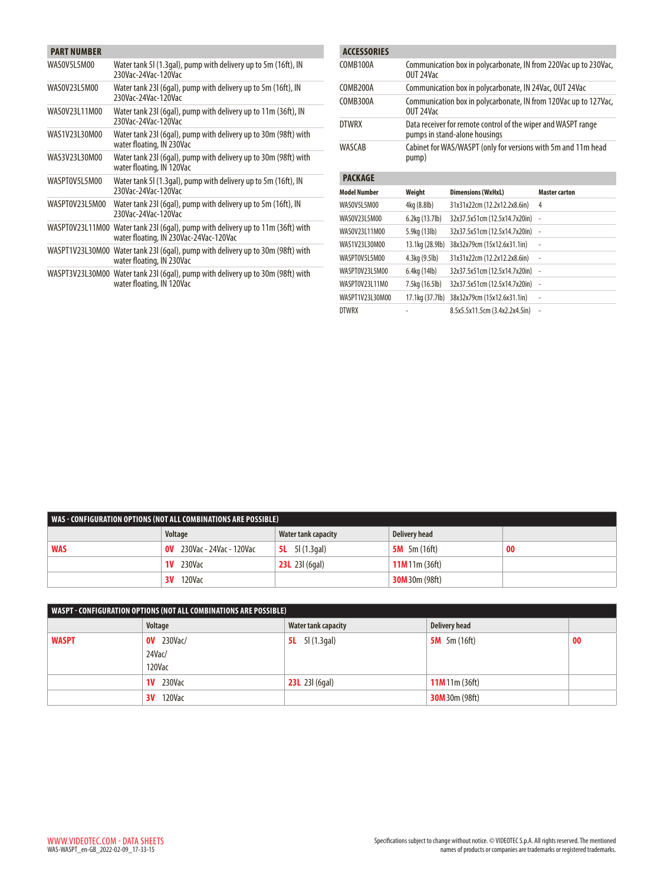## PART NUMBER

| | |
|---|---|
| WAS0V5L5M00 | Water tank 5l (1.3gal), pump with delivery up to 5m (16ft), IN 230Vac-24Vac-120Vac |
| WAS0V23L5M00 | Water tank 23l (6gal), pump with delivery up to 5m (16ft), IN 230Vac-24Vac-120Vac |
| WAS0V23L11M00 | Water tank 23l (6gal), pump with delivery up to 11m (36ft), IN 230Vac-24Vac-120Vac |
| WAS1V23L30M00 | Water tank 23l (6gal), pump with delivery up to 30m (98ft) with water floating, IN 230Vac |
| WAS3V23L30M00 | Water tank 23l (6gal), pump with delivery up to 30m (98ft) with water floating, IN 120Vac |
| WASPT0V5L5M00 | Water tank 5l (1.3gal), pump with delivery up to 5m (16ft), IN 230Vac-24Vac-120Vac |
| WASPT0V23L5M00 | Water tank 23l (6gal), pump with delivery up to 5m (16ft), IN 230Vac-24Vac-120Vac |
| WASPT0V23L11M00 | Water tank 23l (6gal), pump with delivery up to 11m (36ft) with water floating, IN 230Vac-24Vac-120Vac |
| WASPT1V23L30M00 | Water tank 23l (6gal), pump with delivery up to 30m (98ft) with water floating, IN 230Vac |
| WASPT3V23L30M00 | Water tank 23l (6gal), pump with delivery up to 30m (98ft) with water floating, IN 120Vac |

## ACCESSORIES

| | |
|---|---|
| COMB100A | Communication box in polycarbonate, IN from 220Vac up to 230Vac, OUT 24Vac |
| COMB200A | Communication box in polycarbonate, IN 24Vac, OUT 24Vac |
| COMB300A | Communication box in polycarbonate, IN from 120Vac up to 127Vac, OUT 24Vac |
| DTWRX | Data receiver for remote control of the wiper and WASPT range pumps in stand-alone housings |
| WASCAB | Cabinet for WAS/WASPT (only for versions with 5m and 11m head pump) |

## PACKAGE

| Model Number | Weight | Dimensions (WxHxL) | Master carton |
|---|---|---|---|
| WAS0V5L5M00 | 4kg (8.8lb) | 31x31x22cm (12.2x12.2x8.6in) | 4 |
| WAS0V23L5M00 | 6.2kg (13.7lb) | 32x37.5x51cm (12.5x14.7x20in) | - |
| WAS0V23L11M00 | 5.9kg (13lb) | 32x37.5x51cm (12.5x14.7x20in) | - |
| WAS1V23L30M00 | 13.1kg (28.9lb) | 38x32x79cm (15x12.6x31.1in) | - |
| WASPT0V5L5M00 | 4.3kg (9.5lb) | 31x31x22cm (12.2x12.2x8.6in) | - |
| WASPT0V23L5M00 | 6.4kg (14lb) | 32x37.5x51cm (12.5x14.7x20in) | - |
| WASPT0V23L11M0 | 7.5kg (16.5lb) | 32x37.5x51cm (12.5x14.7x20in) | - |
| WASPT1V23L30M00 | 17.1kg (37.7lb) | 38x32x79cm (15x12.6x31.1in) | - |
| DTWRX | - | 8.5x5.5x11.5cm (3.4x2.2x4.5in) | - |

## WAS - CONFIGURATION OPTIONS (NOT ALL COMBINATIONS ARE POSSIBLE)

| | Voltage | Water tank capacity | Delivery head | |
|---|---|---|---|---|
| **WAS** | **0V** 230Vac - 24Vac - 120Vac | **5L** 5l (1.3gal) | **5M** 5m (16ft) | **00** |
| | **1V** 230Vac | **23L** 23l (6gal) | **11M** 11m (36ft) | |
| | **3V** 120Vac | | **30M** 30m (98ft) | |

## WASPT - CONFIGURATION OPTIONS (NOT ALL COMBINATIONS ARE POSSIBLE)

| | Voltage | Water tank capacity | Delivery head | |
|---|---|---|---|---|
| **WASPT** | **0V** 230Vac/ 24Vac/ 120Vac | **5L** 5l (1.3gal) | **5M** 5m (16ft) | **00** |
| | **1V** 230Vac | **23L** 23l (6gal) | **11M** 11m (36ft) | |
| | **3V** 120Vac | | **30M** 30m (98ft) | |

WWW.VIDEOTEC.COM - DATA SHEETS
WAS-WASPT_en-GB_2022-02-09_17-33-15

Specifications subject to change without notice. © VIDEOTEC S.p.A. All rights reserved. The mentioned names of products or companies are trademarks or registered trademarks.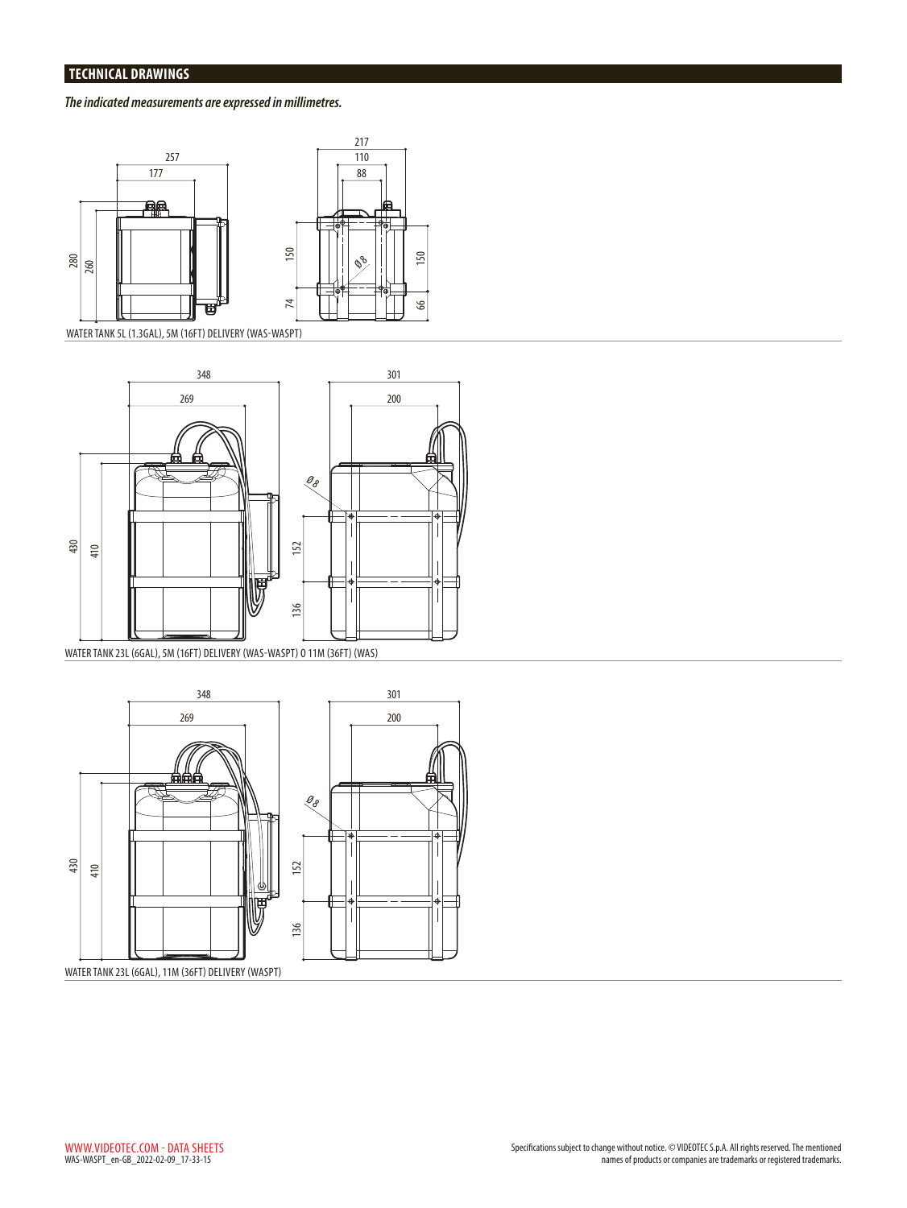## TECHNICAL DRAWINGS

***The indicated measurements are expressed in millimetres.***

WATER TANK 5L (1.3GAL), 5M (16FT) DELIVERY (WAS-WASPT)

WATER TANK 23L (6GAL), 5M (16FT) DELIVERY (WAS-WASPT) O 11M (36FT) (WAS)

WATER TANK 23L (6GAL), 11M (36FT) DELIVERY (WASPT)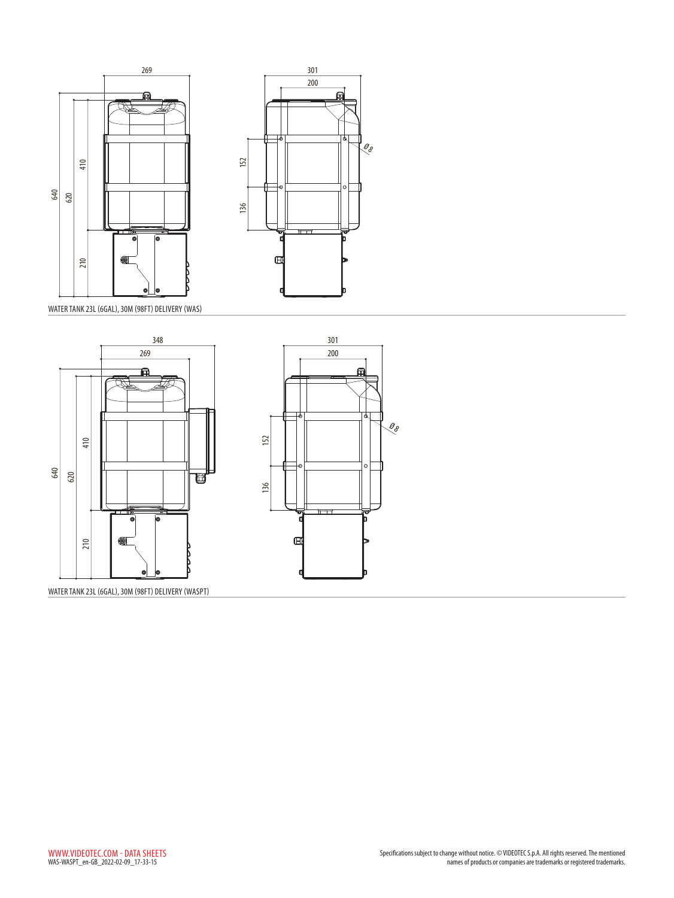269

301

200

640

620

410

210

152

136

Ø8

WATER TANK 23L (6GAL), 30M (98FT) DELIVERY (WAS)

348

269

301

200

640

620

410

210

152

136

Ø8

WATER TANK 23L (6GAL), 30M (98FT) DELIVERY (WASPT)